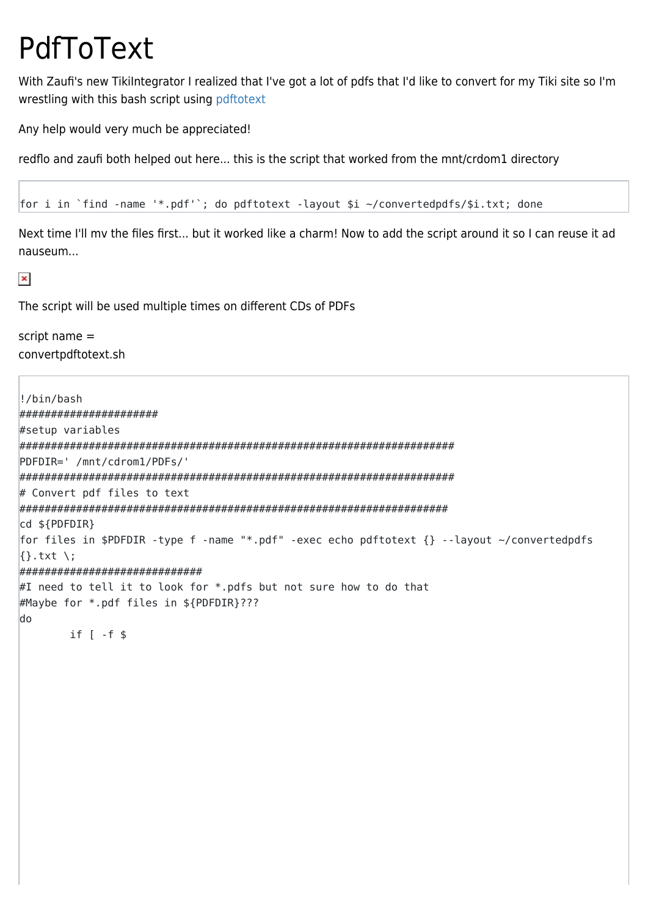# PdfToText

With Zaufi's new TikiIntegrator I realized that I've got a lot of pdfs that I'd like to convert for my Tiki site so I'm wrestling with this bash script using pdftotext

Any help would very much be appreciated!

redflo and zaufi both helped out here... this is the script that worked from the mnt/crdom1 directory

```
for i in `find -name '*.pdf'`; do pdftotext -layout $i ~/convertedpdfs/$i.txt; done
```

Next time I'll mv the files first... but it worked like a charm! Now to add the script around it so I can reuse it ad nauseum...

The script will be used multiple times on different CDs of PDFs

script name =
convertpdftotext.sh

```
!/bin/bash
######################
#setup variables
######################################################################
PDFDIR=' /mnt/cdrom1/PDFs/'
######################################################################
# Convert pdf files to text
#####################################################################
cd ${PDFDIR}
for files in $PDFDIR -type f -name "*.pdf" -exec echo pdftotext {} --layout ~/convertedpdfs
{}.txt \;
#############################
#I need to tell it to look for *.pdfs but not sure how to do that
#Maybe for *.pdf files in ${PDFDIR}???
do
        if [ -f $
```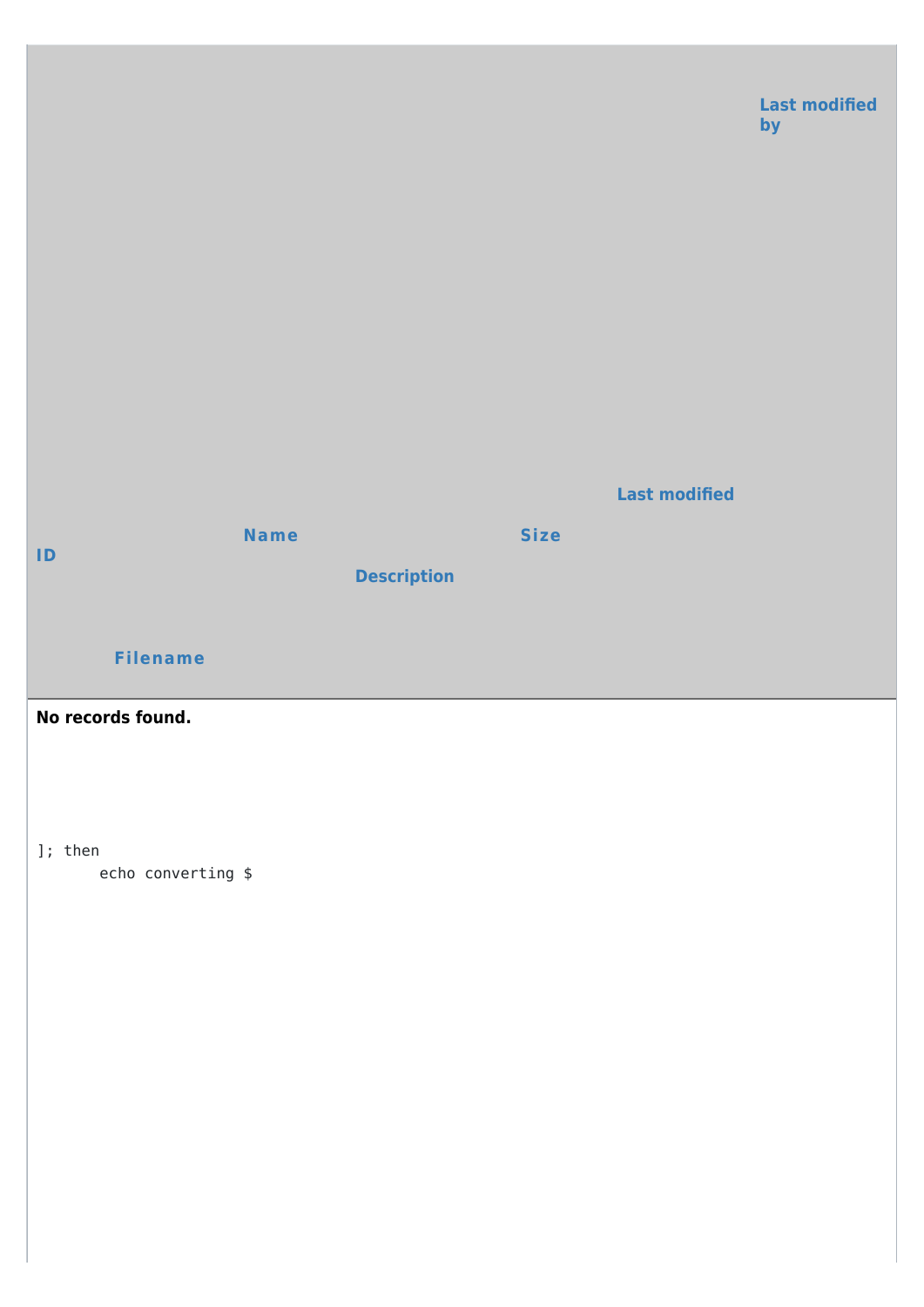| ID | Filename | Name | Description | Size | Last modified | Last modified by |
| --- | --- | --- | --- | --- | --- | --- |

**No records found.**

```
]; then
       echo converting $
```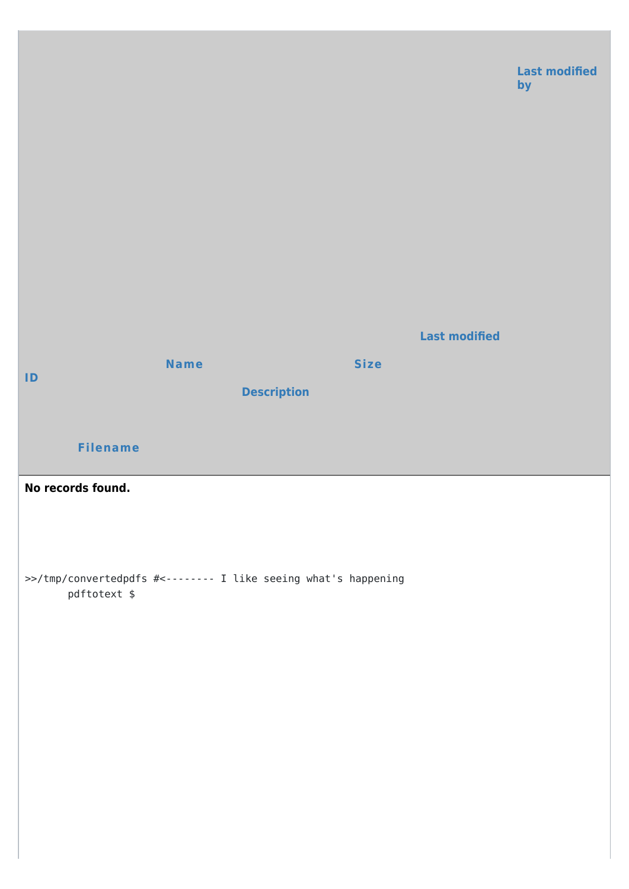| ID | Filename | Name | Description | Size | Last modified | Last modified by |
| --- | --- | --- | --- | --- | --- | --- |

**No records found.**

```
>>/tmp/convertedpdfs #<-------- I like seeing what's happening
       pdftotext $
```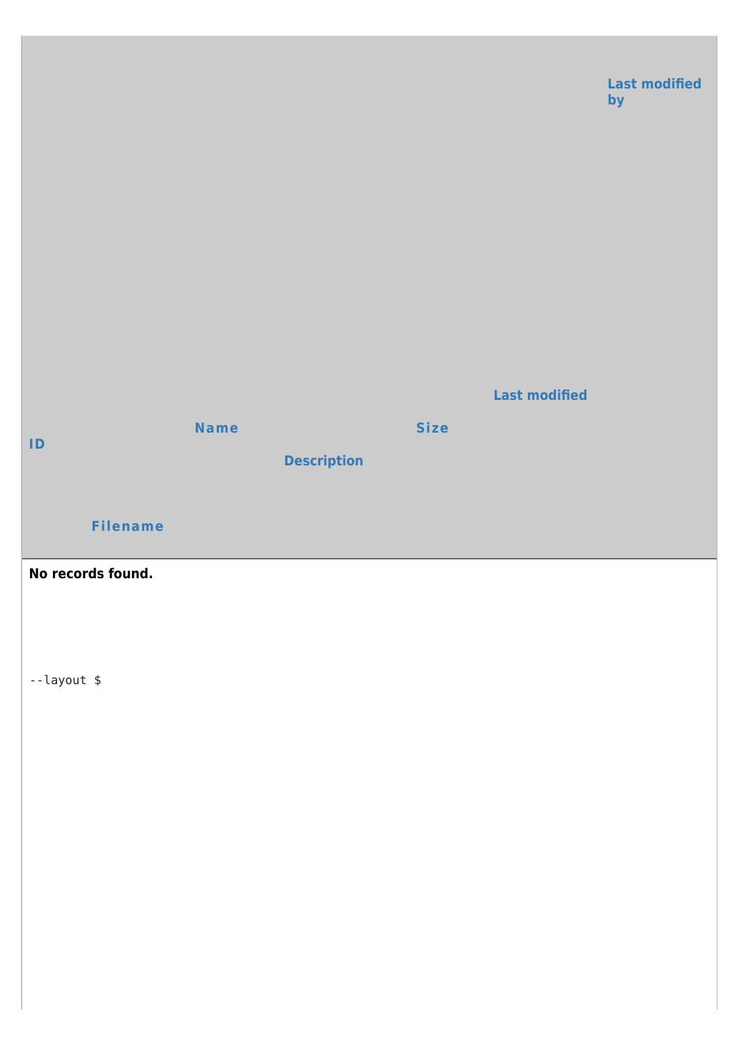| ID | Filename | Name | Description | Size | Last modified | Last modified by |
| --- | --- | --- | --- | --- | --- | --- |
| **No records found.** | | | | | | |

```
--layout $
```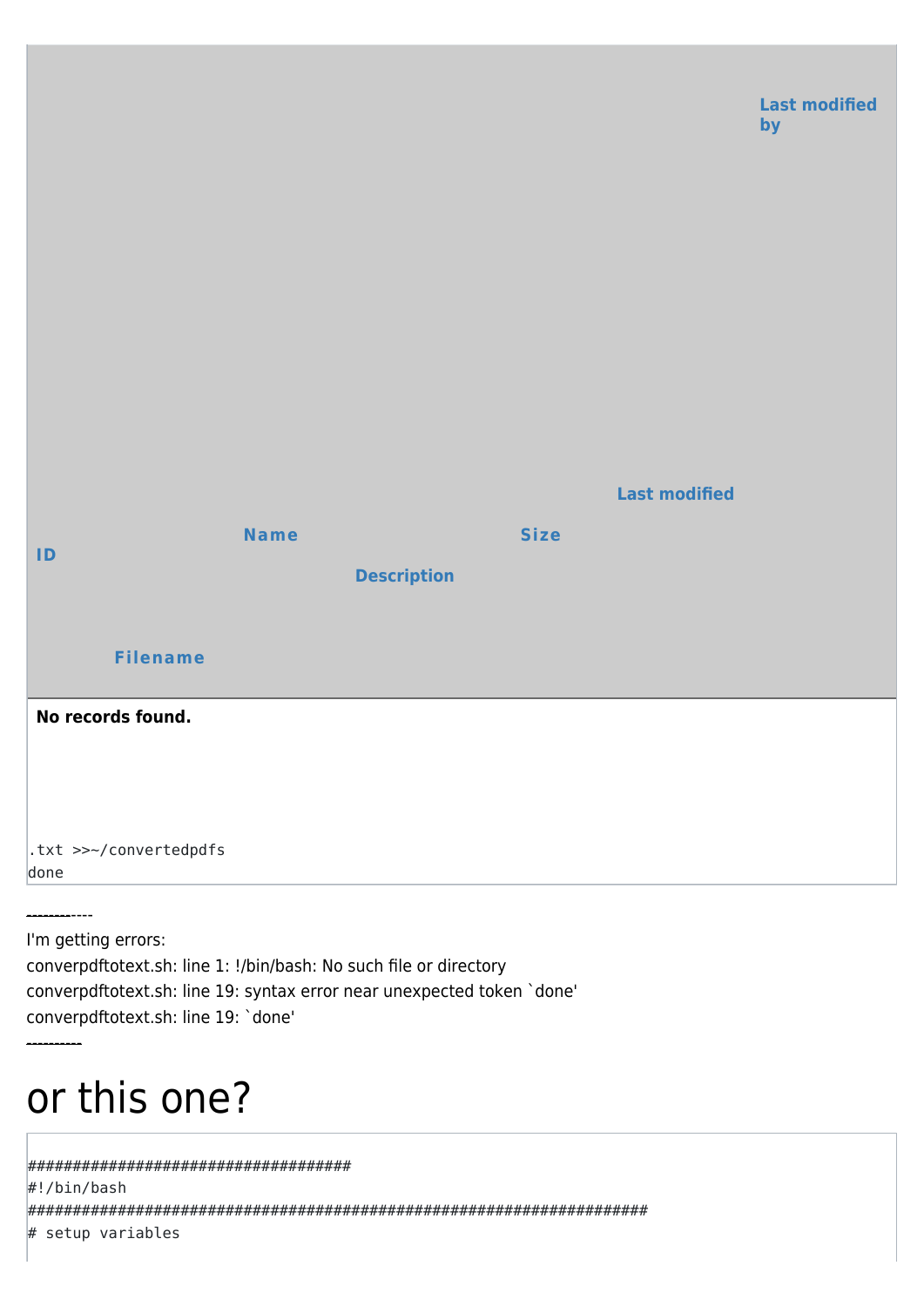| ID | Filename | Name | Description | Size | Last modified | Last modified by |
|---|---|---|---|---|---|---|

**No records found.**

```
.txt >>~/convertedpdfs
done
```

------------

I'm getting errors:

converpdftotext.sh: line 1: !/bin/bash: No such file or directory

converpdftotext.sh: line 19: syntax error near unexpected token `done'

converpdftotext.sh: line 19: `done'

----------

# or this one?

```
####################################
#!/bin/bash
#######################################################################
# setup variables
```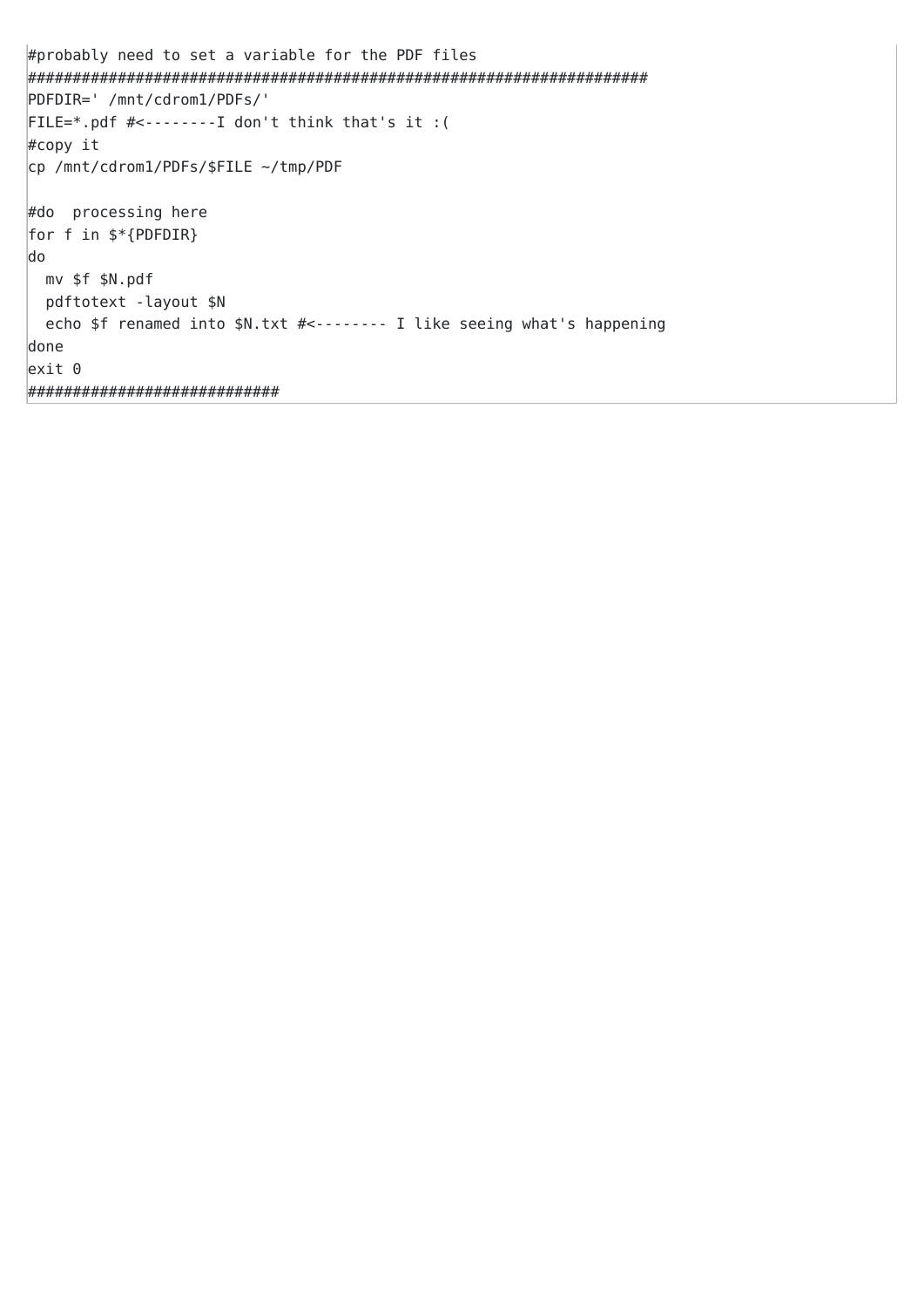```
#probably need to set a variable for the PDF files
####################################################################
PDFDIR=' /mnt/cdrom1/PDFs/'
FILE=*.pdf #<--------I don't think that's it :(
#copy it
cp /mnt/cdrom1/PDFs/$FILE ~/tmp/PDF

#do  processing here
for f in $*{PDFDIR}
do
  mv $f $N.pdf
  pdftotext -layout $N
  echo $f renamed into $N.txt #<-------- I like seeing what's happening
done
exit 0
############################
```